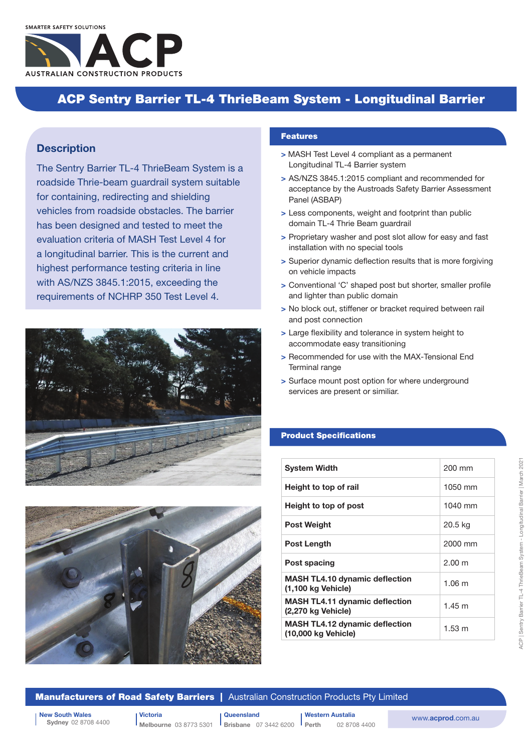SMARTER SAFETY SOLUTIONS

ACP

AUSTRALIAN CONSTRUCTION PRODUCTS

# ACP Sentry Barrier TL-4 ThrieBeam System - Longitudinal Barrier

## Description

The Sentry Barrier TL-4 ThrieBeam System is a roadside Thrie-beam guardrail system suitable for containing, redirecting and shielding vehicles from roadside obstacles. The barrier has been designed and tested to meet the evaluation criteria of MASH Test Level 4 for a longitudinal barrier. This is the current and highest performance testing criteria in line with AS/NZS 3845.1:2015, exceeding the requirements of NCHRP 350 Test Level 4.

## Features

- MASH Test Level 4 compliant as a permanent Longitudinal TL-4 Barrier system
- AS/NZS 3845.1:2015 compliant and recommended for acceptance by the Austroads Safety Barrier Assessment Panel (ASBAP)
- Less components, weight and footprint than public domain TL-4 Thrie Beam guardrail
- Proprietary washer and post slot allow for easy and fast installation with no special tools
- Superior dynamic deflection results that is more forgiving on vehicle impacts
- Conventional 'C' shaped post but shorter, smaller profile and lighter than public domain
- No block out, stiffener or bracket required between rail and post connection
- Large flexibility and tolerance in system height to accommodate easy transitioning
- Recommended for use with the MAX-Tensional End Terminal range
- Surface mount post option for where underground services are present or similiar.

## Product Specifications

| | |
|---|---|
| **System Width** | 200 mm |
| **Height to top of rail** | 1050 mm |
| **Height to top of post** | 1040 mm |
| **Post Weight** | 20.5 kg |
| **Post Length** | 2000 mm |
| **Post spacing** | 2.00 m |
| **MASH TL4.10 dynamic deflection (1,100 kg Vehicle)** | 1.06 m |
| **MASH TL4.11 dynamic deflection (2,270 kg Vehicle)** | 1.45 m |
| **MASH TL4.12 dynamic deflection (10,000 kg Vehicle)** | 1.53 m |

ACP | Sentry Barrier TL-4 ThrieBeam System - Longitudinal Barrier | March 2021

**Manufacturers of Road Safety Barriers** | Australian Construction Products Pty Limited

**New South Wales** — **Sydney** 02 8708 4400
**Victoria** — **Melbourne** 03 8773 5301
**Queensland** — **Brisbane** 07 3442 6200
**Western Austalia** — **Perth** 02 8708 4400

www.**acprod**.com.au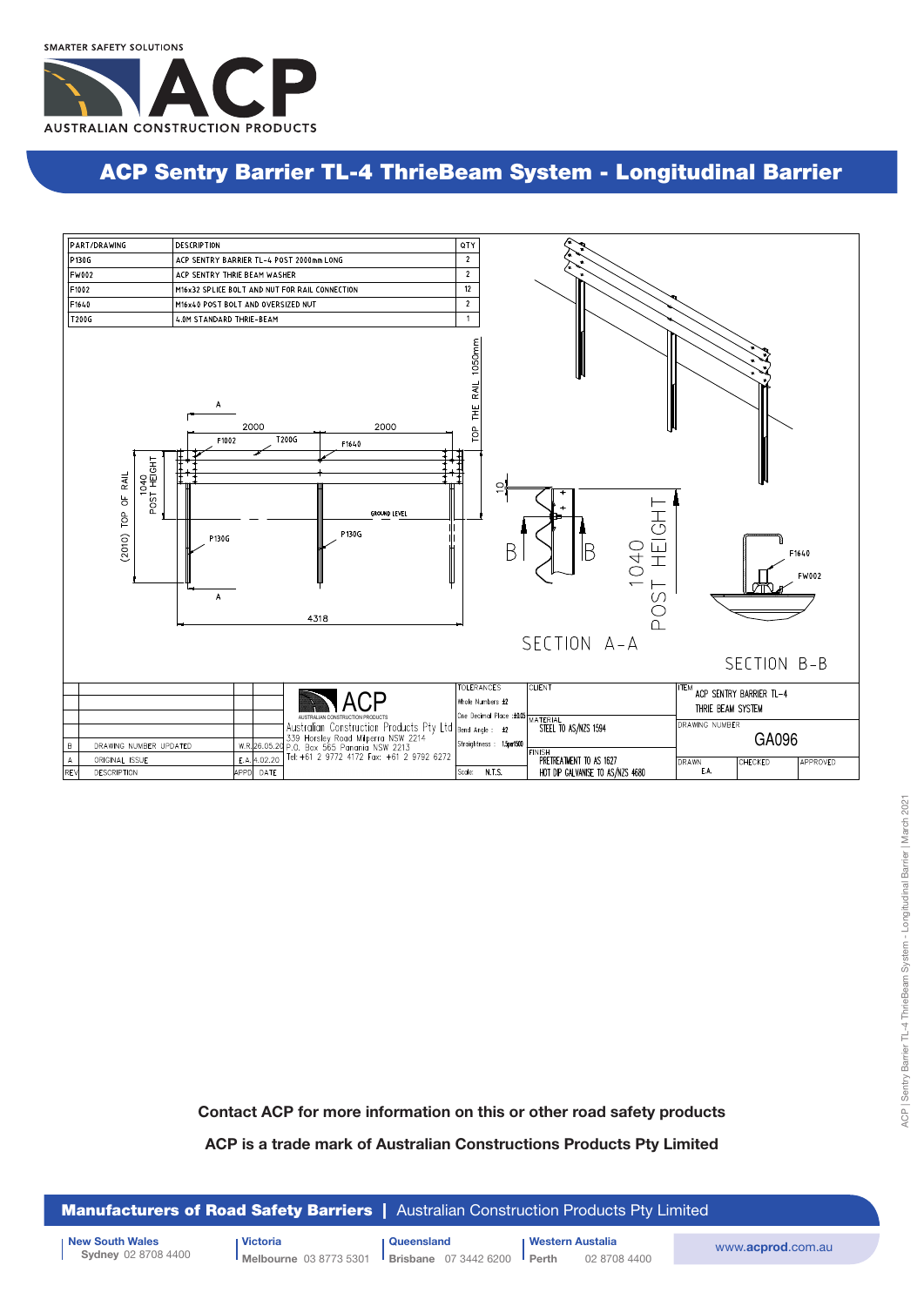SMARTER SAFETY SOLUTIONS

ACP

AUSTRALIAN CONSTRUCTION PRODUCTS

# ACP Sentry Barrier TL-4 ThrieBeam System - Longitudinal Barrier

| PART/DRAWING | DESCRIPTION | QTY |
|---|---|---|
| P130G | ACP SENTRY BARRIER TL-4 POST 2000mm LONG | 2 |
| FW002 | ACP SENTRY THRIE BEAM WASHER | 2 |
| F1002 | M16x32 SPLICE BOLT AND NUT FOR RAIL CONNECTION | 12 |
| F1640 | M16x40 POST BOLT AND OVERSIZED NUT | 2 |
| T200G | 4.0M STANDARD THRIE-BEAM | 1 |

TOP THE RAIL 1050mm

A

2000

2000

F1002

T200G

F1640

(2010) TOP OF RAIL

1040 POST HEIGHT

GROUND LEVEL

P130G

P130G

A

4318

10

B

B

1040 POST HEIGHT

SECTION A-A

F1640

FW002

SECTION B-B

| | | | | | | | | | |
|---|---|---|---|---|---|---|---|---|---|
| B | DRAWING NUMBER UPDATED | W.R. | 26.05.20 | ACP Australian Construction Products Pty Ltd, 339 Horsley Road Milperra NSW 2214, P.O. Box 565 Panania NSW 2213, Tel: +61 2 9772 4172 Fax: +61 2 9792 6272 | TOLERANCES: Whole Numbers ±2; One Decimal Place ±0.05; Bend Angle: ±2; Straightness: 1.5per1500 | CLIENT | ITEM: ACP SENTRY BARRIER TL-4 THRIE BEAM SYSTEM | | |
| A | ORIGINAL ISSUE | E.A. | 4.02.20 | | Scale: N.T.S. | MATERIAL: STEEL TO AS/NZS 1594 | DRAWING NUMBER: GA096 | | |
| REV | DESCRIPTION | APPD | DATE | | | FINISH: PRETREATMENT TO AS 1627, HOT DIP GALVANISE TO AS/NZS 4680 | DRAWN: E.A. | CHECKED | APPROVED |

**Contact ACP for more information on this or other road safety products**

**ACP is a trade mark of Australian Constructions Products Pty Limited**

**Manufacturers of Road Safety Barriers** | Australian Construction Products Pty Limited

**New South Wales** Sydney 02 8708 4400 | **Victoria** Melbourne 03 8773 5301 | **Queensland** Brisbane 07 3442 6200 | **Western Austalia** Perth 02 8708 4400

www.acprod.com.au